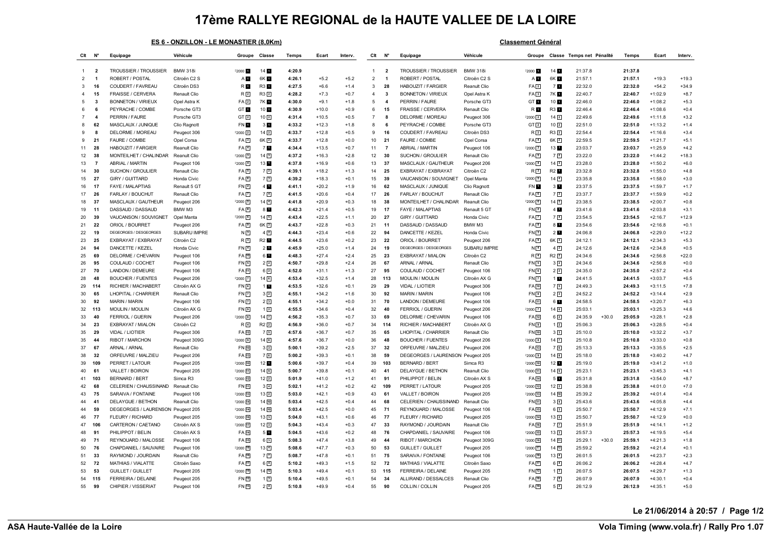# 17ème RALLYE REGIONAL de la HAUTE VALLEE DE LA LOIRE

## ES 6 - ONZILLON - LE MONASTIER (8,0Km)

| Clt | N° | Equipage | Véhicule | Groupe | Classe | Temps | Ecart | Interv. |
|---|---|---|---|---|---|---|---|---|
| 1 | 2 | TROUSSIER / TROUSSIER | BMW 318i | F2000 1 | 14 1 | 4:20.9 | | |
| 2 | 1 | ROBERT / POSTAL | Citroën C2 S | A 1 | 6K 1 | 4:26.1 | +5.2 | +5.2 |
| 3 | 16 | COUDERT / FAVREAU | Citroën DS3 | R 1 | R3 1 | 4:27.5 | +6.6 | +1.4 |
| 4 | 15 | FRAISSE / CERVERA | Renault Clio | R 2 | R3 2 | 4:28.2 | +7.3 | +0.7 |
| 5 | 3 | BONNETON / VIRIEUX | Opel Astra K | FA 2 | 7K 1 | 4:30.0 | +9.1 | +1.8 |
| 6 | 6 | PEYRACHE / COMBE | Porsche GT3 | GT 1 | 10 1 | 4:30.9 | +10.0 | +0.9 |
| 7 | 4 | PERRIN / FAURE | Porsche GT3 | GT 2 | 10 2 | 4:31.4 | +10.5 | +0.5 |
| 8 | 62 | MASCLAUX / JUNIQUE | Clio Ragnott | FN 1 | 3 1 | 4:33.2 | +12.3 | +1.8 |
| 9 | 8 | DELORME / MOREAU | Peugeot 306 | F2000 2 | 14 2 | 4:33.7 | +12.8 | +0.5 |
| 9 | 21 | FAURE / COMBE | Opel Corsa | FA 3 | 6K 2 | 4:33.7 | +12.8 | +0.0 |
| 11 | 28 | HABOUZIT / FARGIER | Reanult Clio | FA 4 | 7 1 | 4:34.4 | +13.5 | +0.7 |
| 12 | 38 | MONTEILHET / CHALINDAR | Reanult Clio | F2000 3 | 14 3 | 4:37.2 | +16.3 | +2.8 |
| 13 | 7 | ABRIAL / MARTIN | Peugeot 106 | F2000 4 | 13 1 | 4:37.8 | +16.9 | +0.6 |
| 14 | 30 | SUCHON / GROULIER | Renault Clio | FA 5 | 7 2 | 4:39.1 | +18.2 | +1.3 |
| 15 | 27 | GIRY / GUITTARD | Honda Civic | FA 6 | 7 3 | 4:39.2 | +18.3 | +0.1 |
| 16 | 17 | FAYE / MALAPTIAS | Renault 5 GT | FN 2 | 4 1 | 4:41.1 | +20.2 | +1.9 |
| 17 | 26 | FARLAY / BOUCHUT | Renault Clio | FA 7 | 7 4 | 4:41.5 | +20.6 | +0.4 |
| 18 | 37 | MASCLAUX / GAUTHEUR | Peugeot 206 | F2000 5 | 14 4 | 4:41.8 | +20.9 | +0.3 |
| 19 | 11 | DASSAUD / DASSAUD | BMW M3 | FA 8 | 8 1 | 4:42.3 | +21.4 | +0.5 |
| 20 | 39 | VAUCANSON / SOUVIGNET | Opel Manta | F2000 6 | 14 5 | 4:43.4 | +22.5 | +1.1 |
| 21 | 22 | ORIOL / BOURRET | Peugeot 206 | FA 9 | 6K 3 | 4:43.7 | +22.8 | +0.3 |
| 22 | 19 | DEGEORGES / DESGEORGES | SUBARU IMPRE | N 3 | 4 2 | 4:44.3 | +23.4 | +0.6 |
| 23 | 25 | EXBRAYAT / EXBRAYAT | Citroën C2 | R 3 | R2 1 | 4:44.5 | +23.6 | +0.2 |
| 24 | 94 | DANCETTE / KEZEL | Honda Civic | FN 4 | 2 1 | 4:45.9 | +25.0 | +1.4 |
| 25 | 69 | DELORME / CHEVARIN | Peugeot 106 | FA 10 | 6 1 | 4:48.3 | +27.4 | +2.4 |
| 26 | 95 | COULAUD / COCHET | Peugeot 106 | FN 5 | 2 2 | 4:50.7 | +29.8 | +2.4 |
| 27 | 70 | LANDON / DEMEURE | Peugeot 106 | FA 11 | 6 2 | 4:52.0 | +31.1 | +1.3 |
| 28 | 48 | BOUCHER / FUENTES | Peugeot 206 | F2000 7 | 14 6 | 4:53.4 | +32.5 | +1.4 |
| 29 | 114 | RICHIER / MACHABERT | Citroën AX G | FN 6 | 1 1 | 4:53.5 | +32.6 | +0.1 |
| 30 | 65 | LHOPITAL / CHARRIER | Renault Clio | FN 7 | 3 2 | 4:55.1 | +34.2 | +1.6 |
| 30 | 92 | MARIN / MARIN | Peugeot 106 | FN 7 | 2 3 | 4:55.1 | +34.2 | +0.0 |
| 32 | 113 | MOULIN / MOULIN | Citroën AX G | FN 9 | 1 2 | 4:55.5 | +34.6 | +0.4 |
| 33 | 40 | FERRIOL / GUERIN | Peugeot 206 | F2000 8 | 14 7 | 4:56.2 | +35.3 | +0.7 |
| 34 | 23 | EXBRAYAT / MIALON | Citroën C2 | R 4 | R2 2 | 4:56.9 | +36.0 | +0.7 |
| 35 | 29 | VIDAL / LIOTIER | Peugeot 306 | FA 12 | 7 5 | 4:57.6 | +36.7 | +0.7 |
| 35 | 44 | RIBOT / MARCHON | Peugeot 309G | F2000 9 | 14 8 | 4:57.6 | +36.7 | +0.0 |
| 37 | 67 | ARNAL / ARNAL | Renault Clio | FN 10 | 3 3 | 5:00.1 | +39.2 | +2.5 |
| 38 | 32 | ORFEUVRE / MALZIEU | Peugeot 206 | FA 13 | 7 6 | 5:00.2 | +39.3 | +0.1 |
| 39 | 109 | PERRET / LATOUR | Peugeot 205 | F2000 10 | 12 1 | 5:00.6 | +39.7 | +0.4 |
| 40 | 61 | VALLET / BOIRON | Peugeot 205 | F2000 11 | 14 9 | 5:00.7 | +39.8 | +0.1 |
| 41 | 103 | BERNARD / BERT | Simca R3 | F2000 12 | 12 2 | 5:01.9 | +41.0 | +1.2 |
| 42 | 68 | CELERIEN / CHAUSSINAND | Renault Clio | FN 11 | 3 4 | 5:02.1 | +41.2 | +0.2 |
| 43 | 75 | SARAIVA / FONTAINE | Peugeot 106 | F2000 13 | 13 2 | 5:03.0 | +42.1 | +0.9 |
| 44 | 41 | DELAYGUE / BETHON | Reanult Clio | F2000 14 | 14 10 | 5:03.4 | +42.5 | +0.4 |
| 44 | 59 | DEGEORGES / LAURENSON | Peugeot 205 | F2000 14 | 14 10 | 5:03.4 | +42.5 | +0.0 |
| 46 | 77 | FLEURY / RICHARD | Peugeot 205 | F2000 16 | 13 3 | 5:04.0 | +43.1 | +0.6 |
| 47 | 106 | CARTERON / CAETANO | Citroën AX S | F2000 17 | 12 3 | 5:04.3 | +43.4 | +0.3 |
| 48 | 91 | PHILIPPOT / BELIN | Citroën AX S | FA 14 | 5 1 | 5:04.5 | +43.6 | +0.2 |
| 49 | 71 | REYNOUARD / MALOSSE | Peugeot 106 | FA 15 | 6 3 | 5:08.3 | +47.4 | +3.8 |
| 50 | 76 | CHAPDANIEL / SAUVAIRE | Peugeot 106 | F2000 18 | 13 4 | 5:08.6 | +47.7 | +0.3 |
| 51 | 33 | RAYMOND / JOURDAIN | Reanult Clio | FA 16 | 7 7 | 5:08.7 | +47.8 | +0.1 |
| 52 | 72 | MATHIAS / VIALATTE | Citroën Saxo | FA 17 | 6 4 | 5:10.2 | +49.3 | +1.5 |
| 53 | 53 | GUILLET / GUILLET | Peugeot 205 | F2000 19 | 14 12 | 5:10.3 | +49.4 | +0.1 |
| 54 | 115 | FERREIRA / DELAINE | Peugeot 205 | FN 12 | 1 3 | 5:10.4 | +49.5 | +0.1 |
| 55 | 99 | CHIPIER / VISSERIAT | Peugeot 106 | FN 13 | 2 4 | 5:10.8 | +49.9 | +0.4 |

## Classement Général

| Clt | N° | Equipage | Véhicule | Groupe | Classe | Temps net | Pénalité | Temps | Ecart | Interv. |
|---|---|---|---|---|---|---|---|---|---|---|
| 1 | 2 | TROUSSIER / TROUSSIER | BMW 318i | F2000 1 | 14 1 | 21:37.8 | | 21:37.8 | | |
| 2 | 1 | ROBERT / POSTAL | Citroën C2 S | A 1 | 6K 1 | 21:57.1 | | 21:57.1 | +19.3 | +19.3 |
| 3 | 28 | HABOUZIT / FARGIER | Reanult Clio | FA 2 | 7 1 | 22:32.0 | | 22:32.0 | +54.2 | +34.9 |
| 4 | 3 | BONNETON / VIRIEUX | Opel Astra K | FA 3 | 7K 1 | 22:40.7 | | 22:40.7 | +1:02.9 | +8.7 |
| 5 | 4 | PERRIN / FAURE | Porsche GT3 | GT 1 | 10 1 | 22:46.0 | | 22:46.0 | +1:08.2 | +5.3 |
| 6 | 15 | FRAISSE / CERVERA | Renault Clio | R 1 | R3 1 | 22:46.4 | | 22:46.4 | +1:08.6 | +0.4 |
| 7 | 8 | DELORME / MOREAU | Peugeot 306 | F2000 2 | 14 2 | 22:49.6 | | 22:49.6 | +1:11.8 | +3.2 |
| 8 | 6 | PEYRACHE / COMBE | Porsche GT3 | GT 2 | 10 2 | 22:51.0 | | 22:51.0 | +1:13.2 | +1.4 |
| 9 | 16 | COUDERT / FAVREAU | Citroën DS3 | R 2 | R3 2 | 22:54.4 | | 22:54.4 | +1:16.6 | +3.4 |
| 10 | 21 | FAURE / COMBE | Opel Corsa | FA 4 | 6K 2 | 22:59.5 | | 22:59.5 | +1:21.7 | +5.1 |
| 11 | 7 | ABRIAL / MARTIN | Peugeot 106 | F2000 3 | 13 1 | 23:03.7 | | 23:03.7 | +1:25.9 | +4.2 |
| 12 | 30 | SUCHON / GROULIER | Renault Clio | FA 5 | 7 2 | 23:22.0 | | 23:22.0 | +1:44.2 | +18.3 |
| 13 | 37 | MASCLAUX / GAUTHEUR | Peugeot 206 | F2000 4 | 14 3 | 23:28.0 | | 23:28.0 | +1:50.2 | +6.0 |
| 14 | 25 | EXBRAYAT / EXBRAYAT | Citroën C2 | R 3 | R2 1 | 23:32.8 | | 23:32.8 | +1:55.0 | +4.8 |
| 15 | 39 | VAUCANSON / SOUVIGNET | Opel Manta | F2000 5 | 14 4 | 23:35.8 | | 23:35.8 | +1:58.0 | +3.0 |
| 16 | 62 | MASCLAUX / JUNIQUE | Clio Ragnott | FN 1 | 3 1 | 23:37.5 | | 23:37.5 | +1:59.7 | +1.7 |
| 17 | 26 | FARLAY / BOUCHUT | Renault Clio | FA 6 | 7 3 | 23:37.7 | | 23:37.7 | +1:59.9 | +0.2 |
| 18 | 38 | MONTEILHET / CHALINDAR | Reanult Clio | F2000 6 | 14 5 | 23:38.5 | | 23:38.5 | +2:00.7 | +0.8 |
| 19 | 17 | FAYE / MALAPTIAS | Renault 5 GT | FN 2 | 4 1 | 23:41.6 | | 23:41.6 | +2:03.8 | +3.1 |
| 20 | 27 | GIRY / GUITTARD | Honda Civic | FA 7 | 7 4 | 23:54.5 | | 23:54.5 | +2:16.7 | +12.9 |
| 21 | 11 | DASSAUD / DASSAUD | BMW M3 | FA 8 | 8 1 | 23:54.6 | | 23:54.6 | +2:16.8 | +0.1 |
| 22 | 94 | DANCETTE / KEZEL | Honda Civic | FN 3 | 2 1 | 24:06.8 | | 24:06.8 | +2:29.0 | +12.2 |
| 23 | 22 | ORIOL / BOURRET | Peugeot 206 | FA 9 | 6K 3 | 24:12.1 | | 24:12.1 | +2:34.3 | +5.3 |
| 24 | 19 | DEGEORGES / DESGEORGES | SUBARU IMPRE | N 4 | 4 2 | 24:12.6 | | 24:12.6 | +2:34.8 | +0.5 |
| 25 | 23 | EXBRAYAT / MIALON | Citroën C2 | R 4 | R2 2 | 24:34.6 | | 24:34.6 | +2:56.8 | +22.0 |
| 26 | 67 | ARNAL / ARNAL | Renault Clio | FN 5 | 3 2 | 24:34.6 | | 24:34.6 | +2:56.8 | +0.0 |
| 27 | 95 | COULAUD / COCHET | Peugeot 106 | FN 6 | 2 2 | 24:35.0 | | 24:35.0 | +2:57.2 | +0.4 |
| 28 | 113 | MOULIN / MOULIN | Citroën AX G | FN 7 | 1 1 | 24:41.5 | | 24:41.5 | +3:03.7 | +6.5 |
| 29 | 29 | VIDAL / LIOTIER | Peugeot 306 | FA 10 | 7 5 | 24:49.3 | | 24:49.3 | +3:11.5 | +7.8 |
| 30 | 92 | MARIN / MARIN | Peugeot 106 | FN 8 | 2 3 | 24:52.2 | | 24:52.2 | +3:14.4 | +2.9 |
| 31 | 70 | LANDON / DEMEURE | Peugeot 106 | FA 11 | 6 1 | 24:58.5 | | 24:58.5 | +3:20.7 | +6.3 |
| 32 | 40 | FERRIOL / GUERIN | Peugeot 206 | F2000 7 | 14 6 | 25:03.1 | | 25:03.1 | +3:25.3 | +4.6 |
| 33 | 69 | DELORME / CHEVARIN | Peugeot 106 | FA 12 | 6 2 | 24:35.9 | +30.0 | 25:05.9 | +3:28.1 | +2.8 |
| 34 | 114 | RICHIER / MACHABERT | Citroën AX G | FN 9 | 1 2 | 25:06.3 | | 25:06.3 | +3:28.5 | +0.4 |
| 35 | 65 | LHOPITAL / CHARRIER | Renault Clio | FN 10 | 3 3 | 25:10.0 | | 25:10.0 | +3:32.2 | +3.7 |
| 36 | 48 | BOUCHER / FUENTES | Peugeot 206 | F2000 8 | 14 7 | 25:10.8 | | 25:10.8 | +3:33.0 | +0.8 |
| 37 | 32 | ORFEUVRE / MALZIEU | Peugeot 206 | FA 13 | 7 6 | 25:13.3 | | 25:13.3 | +3:35.5 | +2.5 |
| 38 | 59 | DEGEORGES / LAURENSON | Peugeot 205 | F2000 9 | 14 8 | 25:18.0 | | 25:18.0 | +3:40.2 | +4.7 |
| 39 | 103 | BERNARD / BERT | Simca R3 | F2000 10 | 12 1 | 25:19.0 | | 25:19.0 | +3:41.2 | +1.0 |
| 40 | 41 | DELAYGUE / BETHON | Reanult Clio | F2000 11 | 14 9 | 25:23.1 | | 25:23.1 | +3:45.3 | +4.1 |
| 41 | 91 | PHILIPPOT / BELIN | Citroën AX S | FA 14 | 5 1 | 25:31.8 | | 25:31.8 | +3:54.0 | +8.7 |
| 42 | 109 | PERRET / LATOUR | Peugeot 205 | F2000 12 | 12 2 | 25:38.8 | | 25:38.8 | +4:01.0 | +7.0 |
| 43 | 61 | VALLET / BOIRON | Peugeot 205 | F2000 13 | 14 10 | 25:39.2 | | 25:39.2 | +4:01.4 | +0.4 |
| 44 | 68 | CELERIEN / CHAUSSINAND | Renault Clio | FN 11 | 3 4 | 25:43.6 | | 25:43.6 | +4:05.8 | +4.4 |
| 45 | 71 | REYNOUARD / MALOSSE | Peugeot 106 | FA 15 | 6 3 | 25:50.7 | | 25:50.7 | +4:12.9 | +7.1 |
| 46 | 77 | FLEURY / RICHARD | Peugeot 205 | F2000 14 | 13 2 | 25:50.7 | | 25:50.7 | +4:12.9 | +0.0 |
| 47 | 33 | RAYMOND / JOURDAIN | Reanult Clio | FA 16 | 7 7 | 25:51.9 | | 25:51.9 | +4:14.1 | +1.2 |
| 48 | 76 | CHAPDANIEL / SAUVAIRE | Peugeot 106 | F2000 15 | 13 3 | 25:57.3 | | 25:57.3 | +4:19.5 | +5.4 |
| 49 | 44 | RIBOT / MARCHON | Peugeot 309G | F2000 16 | 14 11 | 25:29.1 | +30.0 | 25:59.1 | +4:21.3 | +1.8 |
| 50 | 53 | GUILLET / GUILLET | Peugeot 205 | F2000 17 | 14 12 | 25:59.2 | | 25:59.2 | +4:21.4 | +0.1 |
| 51 | 75 | SARAIVA / FONTAINE | Peugeot 106 | F2000 18 | 13 4 | 26:01.5 | | 26:01.5 | +4:23.7 | +2.3 |
| 52 | 72 | MATHIAS / VIALATTE | Citroën Saxo | FA 17 | 6 4 | 26:06.2 | | 26:06.2 | +4:28.4 | +4.7 |
| 53 | 115 | FERREIRA / DELAINE | Peugeot 205 | FN 12 | 1 3 | 26:07.5 | | 26:07.5 | +4:29.7 | +1.3 |
| 54 | 34 | ALLIRAND / DESSALCES | Renault Clio | FA 18 | 7 8 | 26:07.9 | | 26:07.9 | +4:30.1 | +0.4 |
| 55 | 90 | COLLIN / COLLIN | Peugeot 205 | FA 19 | 5 2 | 26:12.9 | | 26:12.9 | +4:35.1 | +5.0 |

Le 21/06/2014 à 20:57

ASA Haute-Vallée de la Loire — Vola Timing (www.vola.fr) / Rally Pro 1.07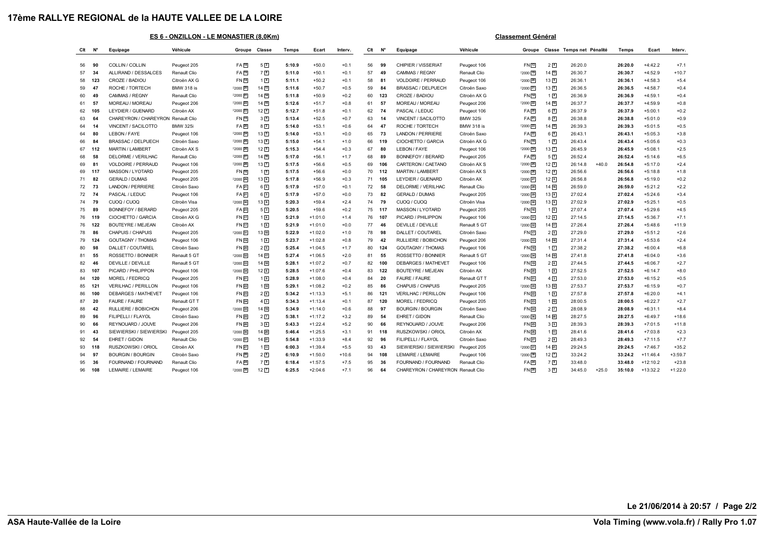# 17ème RALLYE REGIONAL de la HAUTE VALLEE DE LA LOIRE

## ES 6 - ONZILLON - LE MONASTIER (8,0Km)

| Clt | N° | Equipage | Véhicule | Groupe | Classe | Temps | Ecart | Interv. |
|---|---|---|---|---|---|---|---|---|
| 56 | 90 | COLLIN / COLLIN | Peugeot 205 | FA 18 | 5 2 | 5:10.9 | +50.0 | +0.1 |
| 57 | 34 | ALLIRAND / DESSALCES | Renault Clio | FA 19 | 7 6 | 5:11.0 | +50.1 | +0.1 |
| 58 | 123 | CROZE / BADIOU | Citroën AX G | FN 14 | 1 4 | 5:11.1 | +50.2 | +0.1 |
| 59 | 47 | ROCHE / TORTECH | BMW 318 is | F2000 20 | 14 13 | 5:11.6 | +50.7 | +0.5 |
| 60 | 49 | CAMMAS / REGNY | Renault Clio | F2000 21 | 14 14 | 5:11.8 | +50.9 | +0.2 |
| 61 | 57 | MOREAU / MOREAU | Peugeot 206 | F2000 22 | 14 15 | 5:12.6 | +51.7 | +0.8 |
| 62 | 105 | LEYDIER / GUENARD | Citroën AX | F2000 23 | 12 4 | 5:12.7 | +51.8 | +0.1 |
| 63 | 64 | CHAREYRON / CHAREYRON | Renault Clio | FN 15 | 3 5 | 5:13.4 | +52.5 | +0.7 |
| 64 | 14 | VINCENT / SACILOTTO | BMW 325i | FA 20 | 8 2 | 5:14.0 | +53.1 | +0.6 |
| 64 | 80 | LEBON / FAYE | Peugeot 106 | F2000 24 | 13 5 | 5:14.0 | +53.1 | +0.0 |
| 66 | 84 | BRASSAC / DELPUECH | Citroën Saxo | F2000 25 | 13 6 | 5:15.0 | +54.1 | +1.0 |
| 67 | 112 | MARTIN / LAMBERT | Citroën AX S | F2000 26 | 12 5 | 5:15.3 | +54.4 | +0.3 |
| 68 | 58 | DELORME / VERILHAC | Renault Clio | F2000 27 | 14 16 | 5:17.0 | +56.1 | +1.7 |
| 69 | 81 | VOLDOIRE / PERRAUD | Peugeot 106 | F2000 28 | 13 7 | 5:17.5 | +56.6 | +0.5 |
| 69 | 117 | MASSON / LYOTARD | Peugeot 205 | FN 16 | 1 5 | 5:17.5 | +56.6 | +0.0 |
| 71 | 82 | GERALD / DUMAS | Peugeot 205 | F2000 29 | 13 8 | 5:17.8 | +56.9 | +0.3 |
| 72 | 73 | LANDON / PERRIERE | Citroën Saxo | FA 21 | 6 5 | 5:17.9 | +57.0 | +0.1 |
| 72 | 74 | PASCAL / LEDUC | Peugeot 106 | FA 21 | 6 5 | 5:17.9 | +57.0 | +0.0 |
| 74 | 79 | CUOQ / CUOQ | Citroën Visa | F2000 30 | 13 9 | 5:20.3 | +59.4 | +2.4 |
| 75 | 89 | BONNEFOY / BERARD | Peugeot 205 | FA 23 | 5 3 | 5:20.5 | +59.6 | +0.2 |
| 76 | 119 | CIOCHETTO / GARCIA | Citroën AX G | FN 17 | 1 6 | 5:21.9 | +1:01.0 | +1.4 |
| 76 | 122 | BOUTEYRE / MEJEAN | Citroën AX | FN 17 | 1 6 | 5:21.9 | +1:01.0 | +0.0 |
| 78 | 86 | CHAPUIS / CHAPUIS | Peugeot 205 | F2000 31 | 13 10 | 5:22.9 | +1:02.0 | +1.0 |
| 79 | 124 | GOUTAGNY / THOMAS | Peugeot 106 | FN 19 | 1 8 | 5:23.7 | +1:02.8 | +0.8 |
| 80 | 98 | DALLET / COUTAREL | Citroën Saxo | FN 20 | 2 2 | 5:25.4 | +1:04.5 | +1.7 |
| 81 | 55 | ROSSETTO / BONNIER | Renault 5 GT | F2000 32 | 14 17 | 5:27.4 | +1:06.5 | +2.0 |
| 82 | 46 | DEVILLE / DEVILLE | Renault 5 GT | F2000 33 | 14 18 | 5:28.1 | +1:07.2 | +0.7 |
| 83 | 107 | PICARD / PHILIPPON | Peugeot 106 | F2000 34 | 12 6 | 5:28.5 | +1:07.6 | +0.4 |
| 84 | 120 | MOREL / FEDRICQ | Peugeot 205 | FN 21 | 1 9 | 5:28.9 | +1:08.0 | +0.4 |
| 85 | 121 | VERILHAC / PERILLON | Peugeot 106 | FN 22 | 1 10 | 5:29.1 | +1:08.2 | +0.2 |
| 86 | 100 | DEBARGES / MATHEVET | Peugeot 106 | FN 23 | 2 6 | 5:34.2 | +1:13.3 | +5.1 |
| 87 | 20 | FAURE / FAURE | Renault GT T | FN 24 | 4 3 | 5:34.3 | +1:13.4 | +0.1 |
| 88 | 42 | RULLIERE / BOBICHON | Peugeot 206 | F2000 35 | 14 19 | 5:34.9 | +1:14.0 | +0.6 |
| 89 | 96 | FILIPELLI / FLAYOL | Citroën Saxo | FN 25 | 2 7 | 5:38.1 | +1:17.2 | +3.2 |
| 90 | 66 | REYNOUARD / JOUVE | Peugeot 206 | FN 26 | 3 6 | 5:43.3 | +1:22.4 | +5.2 |
| 91 | 43 | SIEWIERSKI / SIEWIERSKI | Peugeot 205 | F2000 36 | 14 20 | 5:46.4 | +1:25.5 | +3.1 |
| 92 | 54 | EHRET / GIDON | Renault Clio | F2000 37 | 14 21 | 5:54.8 | +1:33.9 | +8.4 |
| 93 | 118 | RUSZKOWSKI / ORIOL | Citroën AX | FN 27 | 1 11 | 6:00.3 | +1:39.4 | +5.5 |
| 94 | 97 | BOURGIN / BOURGIN | Citroën Saxo | FN 28 | 2 8 | 6:10.9 | +1:50.0 | +10.6 |
| 95 | 36 | FOURNAND / FOURNAND | Renault Clio | FA 24 | 7 8 | 6:18.4 | +1:57.5 | +7.5 |
| 96 | 108 | LEMAIRE / LEMAIRE | Peugeot 106 | F2000 38 | 12 7 | 6:25.5 | +2:04.6 | +7.1 |

## Classement Général

| Clt | N° | Equipage | Véhicule | Groupe | Classe | Temps net | Pénalité | Temps | Ecart | Interv. |
|---|---|---|---|---|---|---|---|---|---|---|
| 56 | 99 | CHIPIER / VISSERIAT | Peugeot 106 | FN 13 | 2 4 | 26:20.0 | | 26:20.0 | +4:42.2 | +7.1 |
| 57 | 49 | CAMMAS / REGNY | Renault Clio | F2000 19 | 14 12 | 26:30.7 | | 26:30.7 | +4:52.9 | +10.7 |
| 58 | 81 | VOLDOIRE / PERRAUD | Peugeot 106 | F2000 20 | 13 5 | 26:36.1 | | 26:36.1 | +4:58.3 | +5.4 |
| 59 | 84 | BRASSAC / DELPUECH | Citroën Saxo | F2000 21 | 13 6 | 26:36.5 | | 26:36.5 | +4:58.7 | +0.4 |
| 60 | 123 | CROZE / BADIOU | Citroën AX G | FN 14 | 1 4 | 26:36.9 | | 26:36.9 | +4:59.1 | +0.4 |
| 61 | 57 | MOREAU / MOREAU | Peugeot 206 | F2000 22 | 14 14 | 26:37.7 | | 26:37.7 | +4:59.9 | +0.8 |
| 62 | 74 | PASCAL / LEDUC | Peugeot 106 | FA 20 | 6 5 | 26:37.9 | | 26:37.9 | +5:00.1 | +0.2 |
| 63 | 14 | VINCENT / SACILOTTO | BMW 325i | FA 21 | 8 2 | 26:38.8 | | 26:38.8 | +5:01.0 | +0.9 |
| 64 | 47 | ROCHE / TORTECH | BMW 318 is | F2000 23 | 14 15 | 26:39.3 | | 26:39.3 | +5:01.5 | +0.5 |
| 65 | 73 | LANDON / PERRIERE | Citroën Saxo | FA 22 | 6 6 | 26:43.1 | | 26:43.1 | +5:05.3 | +3.8 |
| 66 | 119 | CIOCHETTO / GARCIA | Citroën AX G | FN 15 | 1 5 | 26:43.4 | | 26:43.4 | +5:05.6 | +0.3 |
| 67 | 80 | LEBON / FAYE | Peugeot 106 | F2000 24 | 13 7 | 26:45.9 | | 26:45.9 | +5:08.1 | +2.5 |
| 68 | 89 | BONNEFOY / BERARD | Peugeot 205 | FA 23 | 5 3 | 26:52.4 | | 26:52.4 | +5:14.6 | +6.5 |
| 69 | 106 | CARTERON / CAETANO | Citroën AX S | F2000 25 | 12 3 | 26:14.8 | +40.0 | 26:54.8 | +5:17.0 | +2.4 |
| 70 | 112 | MARTIN / LAMBERT | Citroën AX S | F2000 26 | 12 4 | 26:56.6 | | 26:56.6 | +5:18.8 | +1.8 |
| 71 | 105 | LEYDIER / GUENARD | Citroën AX | F2000 27 | 12 5 | 26:56.8 | | 26:56.8 | +5:19.0 | +0.2 |
| 72 | 58 | DELORME / VERILHAC | Renault Clio | F2000 28 | 14 16 | 26:59.0 | | 26:59.0 | +5:21.2 | +2.2 |
| 73 | 82 | GERALD / DUMAS | Peugeot 205 | F2000 29 | 13 8 | 27:02.4 | | 27:02.4 | +5:24.6 | +3.4 |
| 74 | 79 | CUOQ / CUOQ | Citroën Visa | F2000 30 | 13 9 | 27:02.9 | | 27:02.9 | +5:25.1 | +0.5 |
| 75 | 117 | MASSON / LYOTARD | Peugeot 205 | FN 16 | 1 6 | 27:07.4 | | 27:07.4 | +5:29.6 | +4.5 |
| 76 | 107 | PICARD / PHILIPPON | Peugeot 106 | F2000 31 | 12 6 | 27:14.5 | | 27:14.5 | +5:36.7 | +7.1 |
| 77 | 46 | DEVILLE / DEVILLE | Renault 5 GT | F2000 32 | 14 17 | 27:26.4 | | 27:26.4 | +5:48.6 | +11.9 |
| 78 | 98 | DALLET / COUTAREL | Citroën Saxo | FN 17 | 2 5 | 27:29.0 | | 27:29.0 | +5:51.2 | +2.6 |
| 79 | 42 | RULLIERE / BOBICHON | Peugeot 206 | F2000 33 | 14 18 | 27:31.4 | | 27:31.4 | +5:53.6 | +2.4 |
| 80 | 124 | GOUTAGNY / THOMAS | Peugeot 106 | FN 18 | 1 7 | 27:38.2 | | 27:38.2 | +6:00.4 | +6.8 |
| 81 | 55 | ROSSETTO / BONNIER | Renault 5 GT | F2000 34 | 14 19 | 27:41.8 | | 27:41.8 | +6:04.0 | +3.6 |
| 82 | 100 | DEBARGES / MATHEVET | Peugeot 106 | FN 19 | 2 6 | 27:44.5 | | 27:44.5 | +6:06.7 | +2.7 |
| 83 | 122 | BOUTEYRE / MEJEAN | Citroën AX | FN 20 | 1 8 | 27:52.5 | | 27:52.5 | +6:14.7 | +8.0 |
| 84 | 20 | FAURE / FAURE | Renault GT T | FN 21 | 4 3 | 27:53.0 | | 27:53.0 | +6:15.2 | +0.5 |
| 85 | 86 | CHAPUIS / CHAPUIS | Peugeot 205 | F2000 35 | 13 10 | 27:53.7 | | 27:53.7 | +6:15.9 | +0.7 |
| 86 | 121 | VERILHAC / PERILLON | Peugeot 106 | FN 22 | 1 9 | 27:57.8 | | 27:57.8 | +6:20.0 | +4.1 |
| 87 | 120 | MOREL / FEDRICQ | Peugeot 205 | FN 23 | 1 10 | 28:00.5 | | 28:00.5 | +6:22.7 | +2.7 |
| 88 | 97 | BOURGIN / BOURGIN | Citroën Saxo | FN 24 | 2 7 | 28:08.9 | | 28:08.9 | +6:31.1 | +8.4 |
| 89 | 54 | EHRET / GIDON | Renault Clio | F2000 36 | 14 20 | 28:27.5 | | 28:27.5 | +6:49.7 | +18.6 |
| 90 | 66 | REYNOUARD / JOUVE | Peugeot 206 | FN 25 | 3 5 | 28:39.3 | | 28:39.3 | +7:01.5 | +11.8 |
| 91 | 118 | RUSZKOWSKI / ORIOL | Citroën AX | FN 26 | 1 11 | 28:41.6 | | 28:41.6 | +7:03.8 | +2.3 |
| 92 | 96 | FILIPELLI / FLAYOL | Citroën Saxo | FN 27 | 2 8 | 28:49.3 | | 28:49.3 | +7:11.5 | +7.7 |
| 93 | 43 | SIEWIERSKI / SIEWIERSKI | Peugeot 205 | F2000 37 | 14 21 | 29:24.5 | | 29:24.5 | +7:46.7 | +35.2 |
| 94 | 108 | LEMAIRE / LEMAIRE | Peugeot 106 | F2000 38 | 12 7 | 33:24.2 | | 33:24.2 | +11:46.4 | +3:59.7 |
| 95 | 36 | FOURNAND / FOURNAND | Renault Clio | FA 24 | 7 8 | 33:48.0 | | 33:48.0 | +12:10.2 | +23.8 |
| 96 | 64 | CHAREYRON / CHAREYRON | Renault Clio | FN 28 | 3 6 | 34:45.0 | +25.0 | 35:10.0 | +13:32.2 | +1:22.0 |

Le 21/06/2014 à 20:57

ASA Haute-Vallée de la Loire

Vola Timing (www.vola.fr) / Rally Pro 1.07